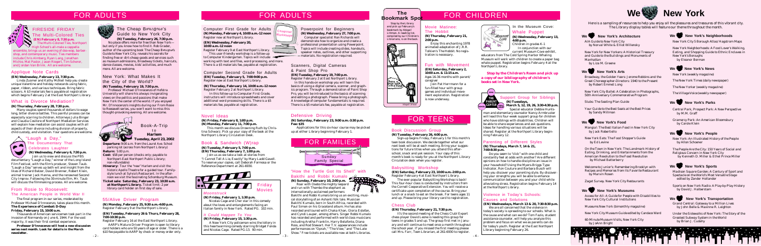# FOR ADULTS

## FIRESIDE FRIDAY

### The Multi-Colored Ties

**(EN) February 8, 7:30 p.m.**

The Multi-Colored Ties, Northport High School's all-male a cappella ensemble, brings us an evening of doo-wop, barber-shop, and contemporary music. Ties members include Chris Almberg, Ryan Lang, Jonathan Michie, Mat Pastor, Jason Riegert, Tim Scherer, and Jordan Van Brink. All are welcome.

## Applique Note Cards

**(EN) Wednesday, February 13, 7:30 p.m.**

Linda Zusmer and Kathy McNeil help you create unique Valentine and holiday notecards using fabric, paper, ribbon, and various techniques. Bring fabric scissors. A $3 materials fee is payable at registration which begins February 2 at the East Northport Library.

## What is Divorce Mediation?

**(N) Thursday, February 28, 7:30 p.m.**

Many couples spend thousands of dollars to wage long, bitter divorce battles. This painful process can be especially scarring to children. Attorneys Julia Binger and Claudia Cositore of Northport Mediation Services will explain how mediation can assist couples with all aspects of their divorce including division of property, child custody, and visitation. Your questions are welcome.

## "Laugh a Day," The Documentary That Celebrates Laughter

**(N) Wednesday, February 6, 7:30 p.m.**

Join us to view and discuss the PBS documentary "Laugh a Day," winner of the Long Island Film Festival, with the film's producer, Steven Taub. "Laugh a Day" serves up both wit and insight from the likes of Richard Belzer, David Brenner, Robert Klein, animal trainer Jack Hanna, and the renowned Second City Improv. Following the 30-minute film, Mr. Taub will discuss the filmmaking process. All are welcome.

## From Rosie to Roosevelt: The American People in World War II

The final program in our series, moderated by Professor Michael D'Innocenzo, takes place this month.

**The Experience of Combat: D-Day**

**Friday, February 15, 10:00 a.m.**

Thousands of American servicemen took part in the invasion of Normandy on June 6, 1944. For the vast majority, it was their first combat experience.

***Professor D'Innocenzo will host a new discussion series next month. Look for details in the March newsletter.***

## The Cheap B#%!@%#'s Guide to New York City

**(N) Tuesday, February 26, 7:30 p.m.**

No place offers more for free than New York—but only if you know how to find it. Rob Grader, author of the upcoming book *The Cheap B#%!@%#'s Guide to New York City*, reveals his secrets for finding free or dirt-cheap goods and services such as museum admissions, Broadway tickets, haircuts, dance classes, movies, kids' activities, and much more. All are welcome.

## New York: What Makes It the City of the World?

**(N) Tuesday, February 19, 7:30 p.m.**

Professor Michael D'Innocenzo of Hofstra University will share his always invigorating views on the politics and passions that make New York the center of the world. If you enjoyed Mr. D'Innocenzo's insights during our From Rosie to Roosevelt series, you won't want to miss this thought-provoking evening. All are welcome.

## Book-A-Trip to Harlem

**Tuesday, April 23, 2002**

**Departure:** 9:00 a.m. from the Laurel Ave. School parking lot (across from Northport Library)

**Return:** 5:00 p.m.

**Cost:** $58 per person (checks only; payable to Northport-East Northport Public Library; non-refundable)

**Itinerary:** Tour the "new" Harlem and visit the historic Apollo Theatre for a guided tour. Family-style lunch at Sylvia's Restaurant. In the afternoon we visit the fascinating Schomburg Museum.

**Ticket sale: Saturday, February 23, 10:30 a.m. at Northport Library.** Ticket limit: 2 per library card holder on first day of sale.

## 55/Alive Driver Program

**(N) Monday, February 25, 9:30 a.m.-4:00 p.m.**

Register February 9 at the Northport Library.

**(EN) Tuesday, February 26 & Thurs, February 28, 7:00-10:30 p.m.**

Register February 16 at the East Northport Library.

AARP's Mature Driver Program is open to library card holders who are 50 years of age or older. There is a $10 fee payable to AARP by check or money order only.

# FOR ADULTS

## Computer First Grade for Adults

**(N) Monday, February 4, 10:00 a.m.-12 noon**

Register now at Northport Library.

**(EN) Wednesday, February 20, 10:00 a.m.-12 noon**

Register February 9 at East Northport Library.

This user-friendly workshop is a follow-up to Computer Kindergarten. Topics will include working with text and files, word processing, and more. There is a $5 materials fee, payable at registration.

## Computer Second Grade for Adults

**(EN) Tuesday, February 5, 7:00-9:00 p.m.**

Register now at East Northport Library.

**(N) Thursday, February 14, 10:00 a.m.-12 noon**

Register February 2 at Northport Library.

In this follow-up to Computer First Grade, instructors will introduce spreadsheets and cover additional word processing skills. There is a $5 materials fee, payable at registration.

## Powerpoint for Beginners

**(N) Wednesday, February 27, 7:00 p.m.**

Computer specialist Ron Richards will demonstrate how to organize and create a professional presentation using Powerpoint. Topics will include creating slides, handouts, speaker notes, outlines, and other supporting materials. No registration required.

## Scanners, Digital Cameras & Paint Shop Pro

**(EN) Tuesday, February 19, 7:00 p.m.**

Register February 2 at East Northport Library.

In this hands-on workshop you will learn the basics of using a digital camera, scanner, and graphics program. Through a demonstration of Paint Shop Pro, you will be introduced to the basics of scanning and editing a photograph. Please bring a photograph. A knowledge of computer fundamentals is required. There is a $5 materials fee, payable at registration.

## Novel Ideas

**(N) Friday, February 8, 1:00 p.m.**

**(N) Monday, February 11, 7:00 p.m.**

This month we discuss Drowning Ruth by Christina Schwarz. Pick up your copy of the book at the Northport Library Circulation Desk.

## Book & Sandwich (W)rap

**(N) Tuesday, February 5, 7:00 p.m.**

**(EN) Thursday, February 7, 1:00 p.m.**

Join us as we take a look at stories from "I Cannot Tell A Lie, Exactly" by Mary Ladd Gavell. To reserve your copies, call Deborah Formosa or the Reference Department at 261-6930.

## Defensive Driving

**(N) Saturday, February 23, 9:00 a.m.-3:30 p.m.**

**Fee: $35**

Applications for this six-hour course may be picked up at either Library beginning February 1.

## Friday Movies

### *Moonstruck*

**(N) Friday, February 1, 1:30 p.m.**

Nicolas Cage and Cher star in this comedy about the loves and entanglements facing an Italian family in New York. Rated PG. 102 min.

### *It Could Happen To You*

**(N) Friday, February 15, 1:30 p.m.**

A New York City policeman wins the lottery in this heartwarming comedy starring Bridget Fonda and Nicolas Cage. Rated PG-13. 90 min.

# FOR FAMILIES

Sunday Family Special

## "How the Turtle Got Its Shell" with Bakithi and Robbi Kumalo

**(N) Sunday, February 10, 2:00 p.m.**

Roar with Otabo the mighty leopard and run with Thembo the elephant as internationally-acclaimed performers Bakithi and Robbi Kumalo bring us an exciting, musical storytelling of an Ashanti folk tale. Musician Bakithi Kumalo, born in South Africa, recorded with Paul Simon on his Graceland album. He has also recorded and toured with Chaka Khan, Gloria Estefan, and Cyndi Lauper, among others. Singer Robbi Kumalo has recorded and performed with world class musicians including Aretha Franklin, Harry Belafonte, Diana Ross, and Rod Stewart. Her T.V. appearances include performances on "Oprah," "The View," and "The Late Show." Free tickets are available now at both Libraries.

# FOR CHILDREN

## The Bookmark Spot

Stop by the Library and pick up February's bookmark by Abigail Littman. A reading list, compiled by our Children's Librarians, is on the back.

## Movie Matinee: The Hobbit

**(N) Thursday, February 21, 2:00 p.m.**

Enjoy this enchanting 1978 animated adaptation of J.R.R. Tolkien's The Hobbit. No registration is necessary.

## Fun with Movement

**(EN) Saturday, February 2, 10:00 a.m. & 11:15 a.m.**

Ages 16-36 months with parent/caregiver

Join Pat Herrmann for a fun-filled hour with group games and individual movement exploration. Registration is now underway.

## In the Museum Cove: Whale Puppet

**(N) Wednesday, February 13, 4:00 p.m.**

Children in grades K-1

In conjunction with our current Museum Cove exhibit, educators from The Cold Spring Harbor Whaling Museum will work with children to create a paper bag whale puppet. Registration begins February 4 at the Northport Library.

**Stop by the Children's Room and pick up a copy of our bibliography of children's books set in New York.**

## Support Group for Siblings

**(N) Tuesdays, March 5, 12, 19, 26, 3:30-4:30 p.m.**

Special educator Debbie Huntsman and elementary counselor Nancy Armbruster will read this four-week support group for children who have siblings with disabilities. Children will be able to share experiences and ask questions. Ideas for handling various situations will be shared. Register at the Northport Library beginning February 12.

# FOR TEENS

## Book Discussion Group

**(N) Tuesday, February 26, 4:00 p.m.**

Sign-up begins Friday, February 1 for this month's teen book discussion. We decide together what our next book will be at each meeting. Bring your suggestions for future titles when you attend this after-school, snack and yak session. Your copy of this month's book is ready for you at the Northport Library Circulation desk when you register.

## Babysitting Workshop

**(EN) Saturday, February 23, 10:00 a.m.-1:00 p.m.**

Register February 4 at East Northport Library.

The ever-popular Babysitting Workshop is back! This four-hour class is taught by instructors from the Cornell Cooperative Extension. You will receive a certificate upon completion of the course. Bring your lunch or a snack to eat on the break. For teens age 11 and up. Please bring your library card to registration.

## Chess Club

**(EN) Thursday, February 21, 7:30 p.m.**

It's the second meeting of the Chess Club! Expert chess player David Lowe is leading this group for teens in grades 5 and up. The group first met in January and will continue to meet once a month throughout the school year. If you missed the first meeting please call Mrs. Farr, Teen Librarian, at 261-6930 to register.

## Parenting of Different Styles

**(N) Thursdays, March 7, 14 & 21, 7:00-8:30 p.m.**

Do you seem to "click" with one child and constantly feel at odds with another? Are different opinions on how to handle discipline an issue in your household? Using the Myers-Briggs Type Indicator, Ron Couture and Barbara Busch will help you discover your parenting style. By discovering your strengths you will be able to enhance communication between you and your child while alleviating stress. Registration begins February 14 at the Northport Library.

## Violence in Today's Schools: Causes and Solutions

**(EN) Wednesdays, March 13 & 20, 7:30-8:30 p.m.**

We are all concerned that the violence in today's society is spreading to our schools. What is the cause and what can we do? Tom Fazio, student assistance counselor, will help you analyze this problem and focus on what we as parents can do for today's youth. Register at the East Northport Library beginning February 26.

# We ♥ New York

Here is a sampling of resources to help you enjoy all the pleasures and treasures of this vibrant city. The Library display tables will feature our theme throughout the month.

## We ♥ New York's Architecture

AIA Guide to New York City by Norval White & Elliot Willensky

New York for New Yorkers: A Historical Treasury and Guide to the Buildings and Monuments of Manhattan by Liza M. Greene

## We ♥ New York's Arts

Broadway, the Golden Years: Jerome Robbins and the Great Choreographer-Directors: 1940 to the Present by Robert Emmet Long

New York City Ballet: A Celebration in Photographs, 50th Anniversary Commemorative Program

Stubs: The Seating Plan Guide

Your Guide to the Best Seats at the Best Prices by Sandy Millman

## We ♥ New York's Food

Mangia!: The Best Italian Food in New York City by Jack Robertiello

New York Eats: The Food Shopper's Guide by Ed Levine

On the Town in New York: The Landmark History of Eating, Drinking, and Entertainments from the American Revolution to the Food Revolution by Michael Batterberry

Welcome to Junior's: Remembering Brooklyn with Recipes and Memories from Its Favorite Restaurant by Marvin Rosen

Zagat Survey. New York City Restaurants

## We ♥ New York's Museums

Access for All: A Guide for People with Disabilities to New York City Cultural Institutions

Museums New York (bimonthly magazine)

New York City Museum Guide edited by Candace Ward

60-Minute Museum Visits, New York City by JoAnn Bright

## We ♥ New York's Neighborhoods

New York City 5 Borough Atlas/Hagstrom Maps

New York Neighborhoods: A Food Lover's Walking, Eating, and Shopping Guide to Ethnic Enclaves in New York's Boroughs by Eleanor Berman

## We ♥ New York's News

New York (weekly magazine)

The New York Times (daily newspaper)

The New Yorker (weekly magazine)

The Village Voice (weekly newspaper)

## We ♥ New York's Parks

Central Park, Prospect Park: A New Perspective by M.M. Graff

Gramercy Park: An American Bloomsbury by Carole Klein

## We ♥ New York's People

New York: An Illustrated History of the People by Allon Schoener

The People Are the City: 150 Years of Social and Religious Concern in New York City by Kenneth D. Miller & Ethel Prince Miller

## We ♥ New York's Sports

Madison Square Garden: A Century of Sport and Spectacle on the World's Most Versatile Stage edited by Zander Hollander

Sports on New York Radio: A Play-by-Play History by David J. Halberstam

## We ♥ New York's Transportation

Grand Central: Gateway to a Million Lives by John Belle & Maxinne R. Leighton

Under the Sidewalks of New York: The Story of the Greatest Subway System in the World by Brian J. Cudahy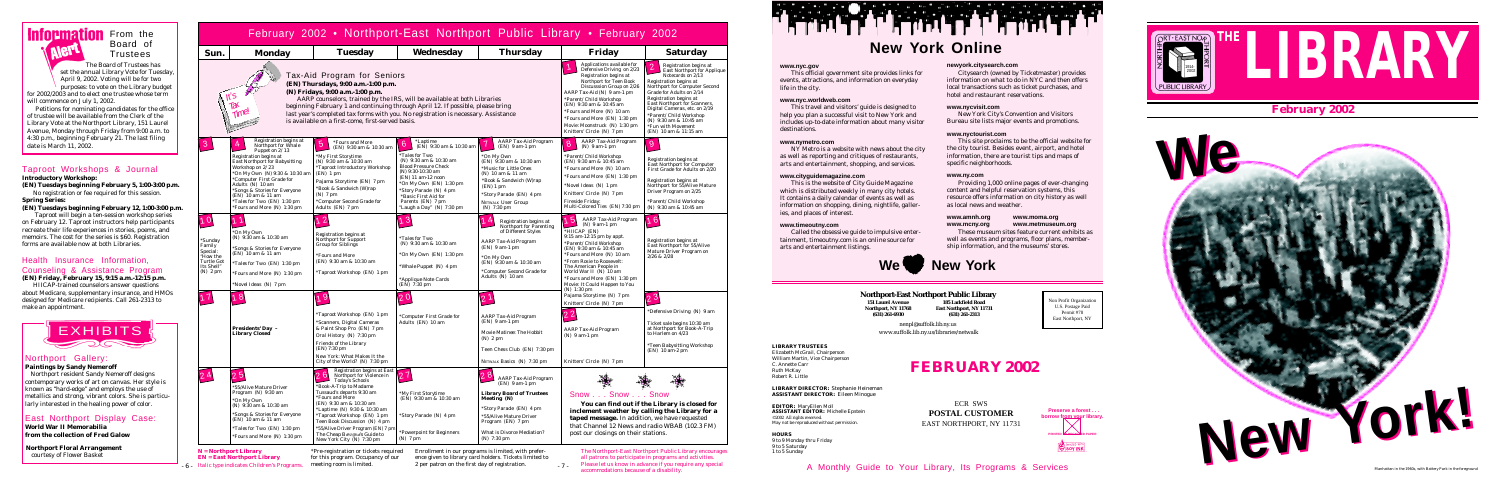# Information Alert

From the Board of Trustees

The Board of Trustees has set the annual Library Vote for Tuesday, April 9, 2002. Voting will be for two purposes: to vote on the Library budget for 2002/2003 and to elect one trustee whose term will commence on July 1, 2002.

Petitions for nominating candidates for the office of trustee will be available from the Clerk of the Library Vote at the Northport Library, 151 Laurel Avenue, Northport through Friday from 9:00 a.m. to 4:30 p.m., beginning February 21. The last filing date is March 11, 2002.

## Taproot Workshops & Journal

**Introductory Workshop:**
**(EN) Tuesdays beginning February 5, 1:00-3:00 p.m.**

No registration or fee required for this session.

**Spring Series:**
**(EN) Tuesdays beginning February 12, 1:00-3:00 p.m.**

Taproot will begin a ten-session workshop series on February 12. Taproot instructors help participants recreate their life experiences in stories, poems, and memoirs. The cost for the series is $60. Registration forms are available now at both Libraries.

## Health Insurance Information, Counseling & Assistance Program

**(EN) Friday, February 15, 9:15 a.m.-12:15 p.m.**

HIICAP-trained counselors answer questions about Medicare, supplementary insurance, and HMOs designed for Medicare recipients. Call 261-2313 to make an appointment.

## EXHIBITS

### Northport Gallery:

**Paintings by Sandy Nemeroff**

Northport resident Sandy Nemeroff designs contemporary works of art on canvas. Her style is known as "hard-edge" and employs the use of metallics and strong, vibrant colors. She is particularly interested in the healing power of color.

### East Northport Display Case:

**World War II Memorabilia from the collection of Fred Galow**

**Northport Floral Arrangement**
courtesy of Flower Basket

# February 2002 • Northport-East Northport Public Library • February 2002

## It's Tax Time!

**Tax-Aid Program for Seniors**
**(EN) Thursdays, 9:00 a.m.-1:00 p.m.**
**(N) Fridays, 9:00 a.m.-1:00 p.m.**

AARP counselors, trained by the IRS, will be available at both Libraries beginning February 1 and continuing through April 12. If possible, please bring last year's completed tax forms with you. No registration is necessary. Assistance is available on a first-come, first-served basis.

| Sun. | Monday | Tuesday | Wednesday | Thursday | Friday | Saturday |
|---|---|---|---|---|---|---|
| | | | | | **1** Applications available for Defensive Driving on 2/23; Registration begins at Northport for Teen Book Discussion Group on 2/06; AARP Tax-Aid (N) 9 am-1 pm; *Parent/Child Workshop (EN) 9:30 am & 10:45 am; *Fours and More (N) 10 am; *Fours and More (EN) 1:30 pm; Movie Moonstruck (N) 1:30 pm; Knitters' Circle (N) 7 pm | **2** Registration begins at East Northport for Applique Notecards on 2/13; Registration begins at East Northport for Computer Second Grade for Adults on 2/14; Registration begins at East Northport for Scanners, Digital Cameras, etc. on 2/19; *Parent/Child Workshop (N) 9:30 am & 10:45 am; *Fun with Movement (EN) 10 am & 11:15 am |
| **3** | **4** Registration begins at Northport for Whale Puppets on 2/13; Registration begins at East Northport for Babysitting Workshop on 2/23; *On My Own (N) 9:30 & 10:30 am; *Computer First Grade for Adults (N) 10 am; *Songs & Stories for Everyone (EN) 10 am & 11 am; *Tales for Two (EN) 1:30 pm; *Fours and More (N) 1:30 pm | **5** *Fours and More (EN) 9:30 am & 10:30 am; *My First Storytime (EN) 9:30 am & 10:30 am; *Taproot Introductory Workshop (EN) 1 pm; Pajama Storytime (EN) 7 pm; *Book & Sandwich (W)rap (N) 7 pm; *Computer Second Grade for Adults (EN) 7 pm | **6** *Laptime (EN) 9:30 am & 10:30 am; *Tales for Two (N) 9:30 am & 10:30 am; Blood Pressure Check (N) 9:30-10:30 am; (EN) 11 am-12 noon; *On My Own (EN) 1:30 pm; *Story Parade (N) 4 pm; *Teen Book Discussion Group (N) 7 pm | **7** AARP Tax-Aid Program (EN) 9 am-1 pm; *On My Own (EN) 9:30 am & 10:30 am; *Music for Little Ones (N) 10 am & 11 am; *Book & Sandwich (W)rap (EN) 1 pm; *Story Parade (EN) 4 pm; *Netsurfer User Group (N) 7:30 pm | **8** AARP Tax-Aid Program (N) 9 am-1 pm; *Parent/Child Workshop (EN) 9:30 am & 10:45 am; *Fours and More (N) 10 am; *Fours and More (EN) 1:30 pm; *Novel Ideas (N) 1 pm; Knitters' Circle (N) 7 pm; Fireside Friday: Multi-Generational Tree (EN) 7:30 pm | **9** Registration begins at East Northport for Computer First Grade for Adults on 2/20; Registration begins at Northport for 55/Alive Mature Driver Program on 2/25; *Parent/Child Workshop (N) 9:30 am & 10:45 am |
| **10** *Sunday Family Special "How the Turtle Got Its Shell" (N) 2 pm | **11** *On My Own (N) 9:30 am & 10:30 am; *Songs & Stories for Everyone (EN) 10 am & 11 am; *Tales for Two (EN) 1:30 pm; *Fours and More (N) 1:30 pm; *Novel Ideas (N) 7 pm | **12** Registration begins at Northport for Support Group for Siblings; *Fours and More (EN) 9:30 am & 10:30 am; *Taproot Workshop (EN) 1 pm | **13** *Tales for Two (N) 9:30 am & 10:30 am; *On My Own (EN) 1:30 pm; *Whale Puppet (N) 4 pm; *Applique Note Cards (EN) 7:30 pm | **14** Registration begins at Northport for Parenting of Different Styles; AARP Tax-Aid Program (EN) 9 am-1 pm; *On My Own (EN) 9:30 am & 10:30 am; *Computer Second Grade for Adults (N) 10 am | **15** AARP Tax-Aid Program (N) 9 am-1 pm; *HIICAP (EN) 9:15 am-12:15 pm by appt.; *Parent/Child Workshop (EN) 9:30 am & 10:45 am; *Fours and More (N) 10 am; *From Rosie to Roosevelt: The American People in World War II (N) 10 am; *Fours and More (EN) 1:30 pm; Movie: It Could Happen to You (N) 1:30 pm; Pajama Storytime (N) 7 pm; Knitters' Circle (N) 7 pm | **16** Registration begins at East Northport for 55/Alive Mature Driver Program on 2/26 & 2/28; *Parent/Child Workshop (N) 9:30 am & 10:45 am |
| **17** | **18** President's Day – Library Closed | **19** *Taproot Workshop (EN) 1 pm; *Scanners, Digital Cameras & Paint Shop Pro (EN) 7 pm; Oral History (N) 7:30 pm; Friends of the Library (EN) 7:30 pm; New York: What Makes It the City of the World? (N) 7:30 pm | **20** *Computer First Grade for Adults (EN) 10 am | **21** AARP Tax-Aid Program (EN) 9 am-1 pm; Movie Matinee: The Hobbit (N) 2 pm; Teen Chess Club (EN) 7:30 pm; Netsurfer Basics (N) 7:30 pm | **22** AARP Tax-Aid Program (N) 9 am-1 pm; Knitters' Circle (N) 7 pm | **23** *Defensive Driving (N) 9 am; Ticket sale begins 10:30 am at Northport for Book-A-Trip to Harlem on 4/23; *Teen Babysitting Workshop (EN) 10 am-2 pm |
| **24** | **25** *55/Alive Mature Driver Program (N) 9:30 am; *On My Own (N) 9:30 am & 10:30 am; *Songs & Stories for Everyone (EN) 10 am & 11 am; *Tales for Two (EN) 1:30 pm; *Fours and More (N) 1:30 pm | **26** Registration begins at East Northport for Violence in Today's Schools; *Book-A-Trip to Madame Tussaud's departs 9:30 am; *Fours and More (EN) 9:30 am & 10:30 am; *Laptime (N) 9:30 & 10:30 am; *Taproot Workshop (EN) 1 pm; Teen Book Discussion (EN) 4 pm; *55/Alive Driver Program (EN) 6 pm; The Cheapskate's Guide to New York City (N) 7:30 pm | **27** *My First Storytime (EN) 9:30 am & 10:30 am; *Story Parade (N) 4 pm; *Powerpoint for Beginners (N) 7 pm | **28** AARP Tax-Aid Program (EN) 9 am-1 pm; **Library Board of Trustees Meeting (N)**; *Story Parade (EN) 4 pm; *55/Alive Mature Driver Program (EN) 7 pm; What is Overdue Medication? (N) 7:30 pm | Snow . . . Snow . . . Snow. **You can find out if the Library is closed for inclement weather by calling the Library for a taped message.** In addition, we have requested that Channel 12 News and radio WBAB (102.3 FM) post our closings on their stations. | |

**N = Northport Library**
**EN = East Northport Library**
*Italic type indicates Children's Programs.*

*Pre-registration or tickets required for this program. Occupancy of our meeting room is limited.

Enrollment in our programs is limited, with preference given to library card holders. Tickets limited to 2 per patron on the first day of registration.

*The Northport-East Northport Public Library encourages all patrons to participate in programs and activities. Please let us know in advance if you require any special accommodations because of a disability.*

# New York Online

**www.nyc.gov**

This official government site provides links for events, attractions, and information on everyday life in the city.

**www.nyc.worldweb.com**

This travel and visitors' guide is designed to help you plan a successful visit to New York and includes up-to-date information about many visitor destinations.

**www.nymetro.com**

NY Metro is a website with news about the city as well as reporting and critiques of restaurants, arts and entertainment, shopping, and services.

**www.cityguidemagazine.com**

This is the website of City Guide Magazine which is distributed weekly in many city hotels. It contains a daily calendar of events as well as information on shopping, dining, nightlife, galleries, and places of interest.

**www.timeoutny.com**

Called the obsessive guide to impulsive entertainment, timeoutny.com is an online source for arts and entertainment listings.

**newyork.citysearch.com**

Citysearch (owned by Ticketmaster) provides information on what to do in NYC and then offers local transactions such as ticket purchases, and hotel and restaurant reservations.

**www.nycvisit.com**

New York City's Convention and Visitors Bureau site lists major events and promotions.

**www.nyctourist.com**

This site proclaims to be the official website for the city tourist. Besides event, airport, and hotel information, there are tourist tips and maps of specific neighborhoods.

**www.nyc.com**

Providing 1,000 online pages of ever-changing content and helpful reservation systems, this resource offers information on city history as well as local news and weather.

**www.amnh.org** **www.moma.org**
**www.mcny.org** **www.metmuseum.org**

These museum sites feature current exhibits as well as events and programs, floor plans, membership information, and the museums' stores.

We ♥ New York

**Northport-East Northport Public Library**

151 Laurel Avenue, Northport, NY 11768, (631) 261-6930
185 Larkfield Road, East Northport, NY 11731, (631) 261-2313

nenpl@suffolk.lib.ny.us
www.suffolk.lib.ny.us/libraries/netwalk

Non Profit Organization
U.S. Postage Paid
Permit #92
East Northport, NY

**LIBRARY TRUSTEES**
Elizabeth McGrail, Chairperson
William Martin, Vice Chairperson
C. Annette Carr
Ruth McKay
Robert E. Little

**LIBRARY DIRECTOR:** Stephanie Heineman
**ASSISTANT DIRECTOR:** Eileen Minogue

**EDITOR:** Marylilian Moll
**ASSISTANT EDITOR:** Michelle Epstein
©2002. All rights reserved.
May not be reproduced without permission.

**HOURS**
9 to 9 Monday thru Friday
9 to 5 Saturday
1 to 5 Sunday

# FEBRUARY 2002

ECR SWS
**POSTAL CUSTOMER**
EAST NORTHPORT, NY 11731

Preserve a forest . . . borrow from your library.

# THE LIBRARY

**February 2002**

# We ♥ New York!

A Monthly Guide to Your Library, Its Programs & Services

Manhattan in the 1960s, with Battery Park in the foreground